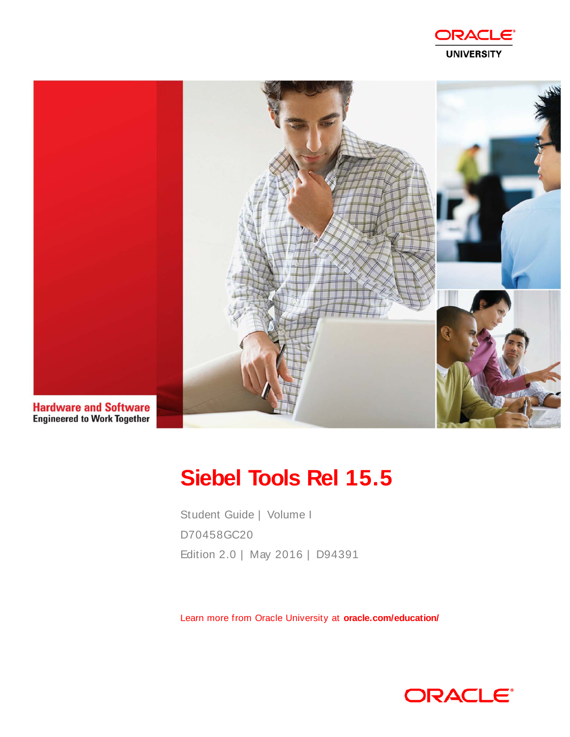ORACLE UNIVERSITY

Hardware and Software
Engineered to Work Together

# Siebel Tools Rel 15.5

Student Guide | Volume I

D70458GC20

Edition 2.0 | May 2016 | D94391

Learn more from Oracle University at **oracle.com/education/**

ORACLE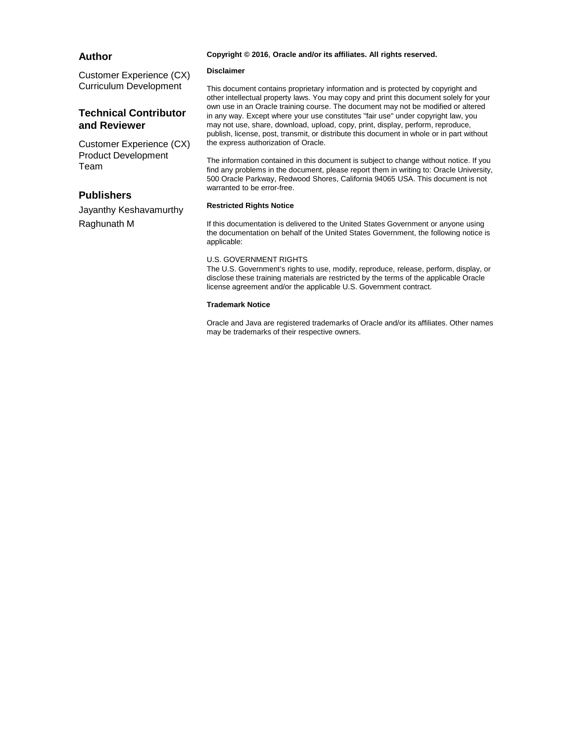## Author

Customer Experience (CX) Curriculum Development

## Technical Contributor and Reviewer

Customer Experience (CX) Product Development Team

## Publishers

Jayanthy Keshavamurthy

Raghunath M

**Copyright © 2016, Oracle and/or its affiliates. All rights reserved.**

**Disclaimer**

This document contains proprietary information and is protected by copyright and other intellectual property laws. You may copy and print this document solely for your own use in an Oracle training course. The document may not be modified or altered in any way. Except where your use constitutes "fair use" under copyright law, you may not use, share, download, upload, copy, print, display, perform, reproduce, publish, license, post, transmit, or distribute this document in whole or in part without the express authorization of Oracle.

The information contained in this document is subject to change without notice. If you find any problems in the document, please report them in writing to: Oracle University, 500 Oracle Parkway, Redwood Shores, California 94065 USA. This document is not warranted to be error-free.

**Restricted Rights Notice**

If this documentation is delivered to the United States Government or anyone using the documentation on behalf of the United States Government, the following notice is applicable:

U.S. GOVERNMENT RIGHTS
The U.S. Government's rights to use, modify, reproduce, release, perform, display, or disclose these training materials are restricted by the terms of the applicable Oracle license agreement and/or the applicable U.S. Government contract.

**Trademark Notice**

Oracle and Java are registered trademarks of Oracle and/or its affiliates. Other names may be trademarks of their respective owners.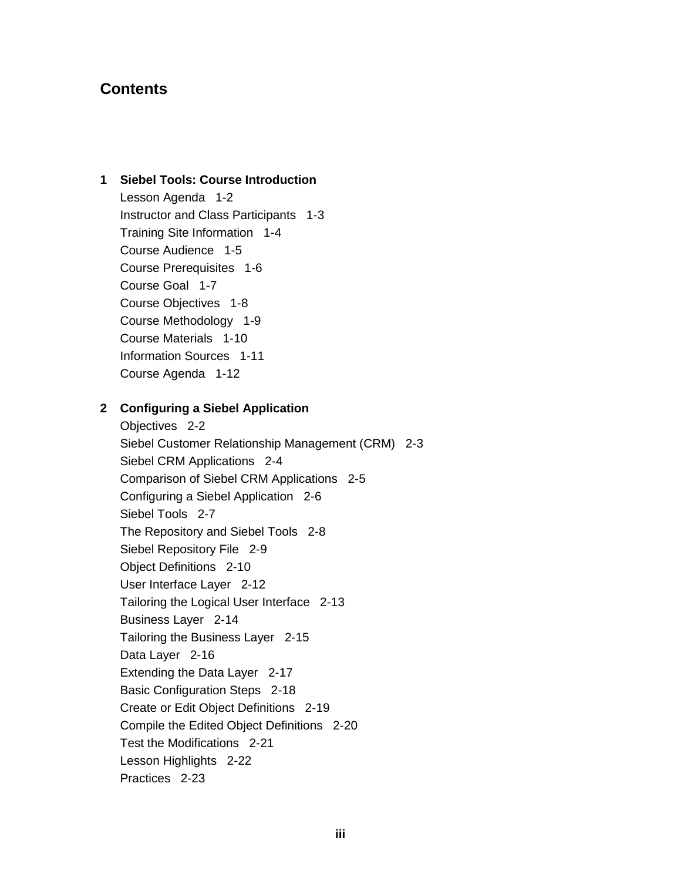# Contents

**1 Siebel Tools: Course Introduction**

Lesson Agenda 1-2
Instructor and Class Participants 1-3
Training Site Information 1-4
Course Audience 1-5
Course Prerequisites 1-6
Course Goal 1-7
Course Objectives 1-8
Course Methodology 1-9
Course Materials 1-10
Information Sources 1-11
Course Agenda 1-12

**2 Configuring a Siebel Application**

Objectives 2-2
Siebel Customer Relationship Management (CRM) 2-3
Siebel CRM Applications 2-4
Comparison of Siebel CRM Applications 2-5
Configuring a Siebel Application 2-6
Siebel Tools 2-7
The Repository and Siebel Tools 2-8
Siebel Repository File 2-9
Object Definitions 2-10
User Interface Layer 2-12
Tailoring the Logical User Interface 2-13
Business Layer 2-14
Tailoring the Business Layer 2-15
Data Layer 2-16
Extending the Data Layer 2-17
Basic Configuration Steps 2-18
Create or Edit Object Definitions 2-19
Compile the Edited Object Definitions 2-20
Test the Modifications 2-21
Lesson Highlights 2-22
Practices 2-23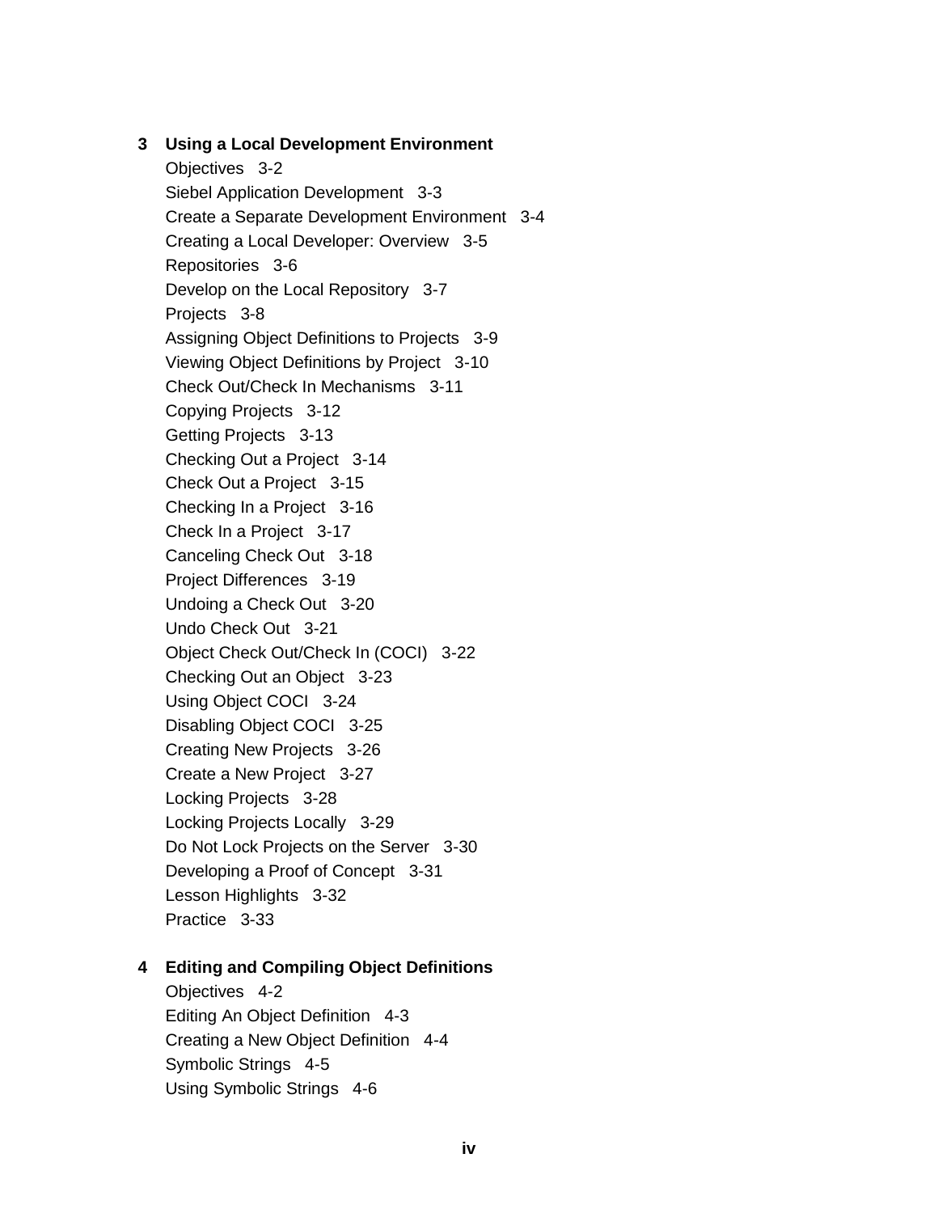**3 Using a Local Development Environment**

Objectives 3-2
Siebel Application Development 3-3
Create a Separate Development Environment 3-4
Creating a Local Developer: Overview 3-5
Repositories 3-6
Develop on the Local Repository 3-7
Projects 3-8
Assigning Object Definitions to Projects 3-9
Viewing Object Definitions by Project 3-10
Check Out/Check In Mechanisms 3-11
Copying Projects 3-12
Getting Projects 3-13
Checking Out a Project 3-14
Check Out a Project 3-15
Checking In a Project 3-16
Check In a Project 3-17
Canceling Check Out 3-18
Project Differences 3-19
Undoing a Check Out 3-20
Undo Check Out 3-21
Object Check Out/Check In (COCI) 3-22
Checking Out an Object 3-23
Using Object COCI 3-24
Disabling Object COCI 3-25
Creating New Projects 3-26
Create a New Project 3-27
Locking Projects 3-28
Locking Projects Locally 3-29
Do Not Lock Projects on the Server 3-30
Developing a Proof of Concept 3-31
Lesson Highlights 3-32
Practice 3-33

**4 Editing and Compiling Object Definitions**

Objectives 4-2
Editing An Object Definition 4-3
Creating a New Object Definition 4-4
Symbolic Strings 4-5
Using Symbolic Strings 4-6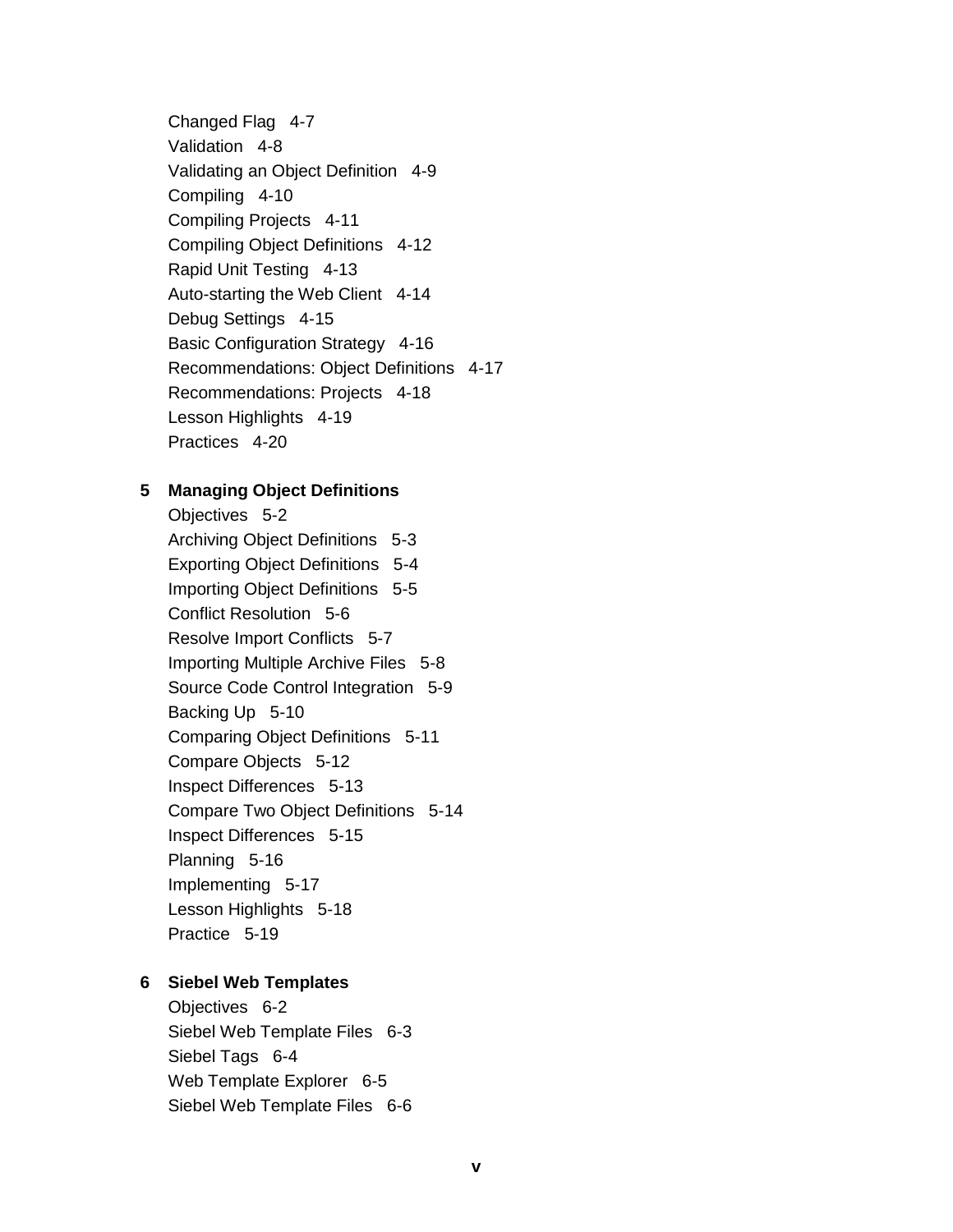Changed Flag   4-7
Validation   4-8
Validating an Object Definition   4-9
Compiling   4-10
Compiling Projects   4-11
Compiling Object Definitions   4-12
Rapid Unit Testing   4-13
Auto-starting the Web Client   4-14
Debug Settings   4-15
Basic Configuration Strategy   4-16
Recommendations: Object Definitions   4-17
Recommendations: Projects   4-18
Lesson Highlights   4-19
Practices   4-20

**5   Managing Object Definitions**

Objectives   5-2
Archiving Object Definitions   5-3
Exporting Object Definitions   5-4
Importing Object Definitions   5-5
Conflict Resolution   5-6
Resolve Import Conflicts   5-7
Importing Multiple Archive Files   5-8
Source Code Control Integration   5-9
Backing Up   5-10
Comparing Object Definitions   5-11
Compare Objects   5-12
Inspect Differences   5-13
Compare Two Object Definitions   5-14
Inspect Differences   5-15
Planning   5-16
Implementing   5-17
Lesson Highlights   5-18
Practice   5-19

**6   Siebel Web Templates**

Objectives   6-2
Siebel Web Template Files   6-3
Siebel Tags   6-4
Web Template Explorer   6-5
Siebel Web Template Files   6-6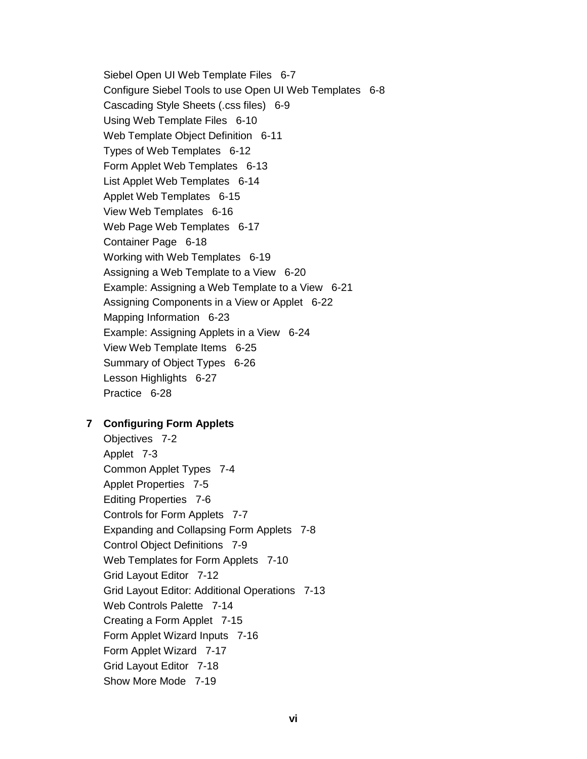Siebel Open UI Web Template Files 6-7
Configure Siebel Tools to use Open UI Web Templates 6-8
Cascading Style Sheets (.css files) 6-9
Using Web Template Files 6-10
Web Template Object Definition 6-11
Types of Web Templates 6-12
Form Applet Web Templates 6-13
List Applet Web Templates 6-14
Applet Web Templates 6-15
View Web Templates 6-16
Web Page Web Templates 6-17
Container Page 6-18
Working with Web Templates 6-19
Assigning a Web Template to a View 6-20
Example: Assigning a Web Template to a View 6-21
Assigning Components in a View or Applet 6-22
Mapping Information 6-23
Example: Assigning Applets in a View 6-24
View Web Template Items 6-25
Summary of Object Types 6-26
Lesson Highlights 6-27
Practice 6-28

**7 Configuring Form Applets**

Objectives 7-2
Applet 7-3
Common Applet Types 7-4
Applet Properties 7-5
Editing Properties 7-6
Controls for Form Applets 7-7
Expanding and Collapsing Form Applets 7-8
Control Object Definitions 7-9
Web Templates for Form Applets 7-10
Grid Layout Editor 7-12
Grid Layout Editor: Additional Operations 7-13
Web Controls Palette 7-14
Creating a Form Applet 7-15
Form Applet Wizard Inputs 7-16
Form Applet Wizard 7-17
Grid Layout Editor 7-18
Show More Mode 7-19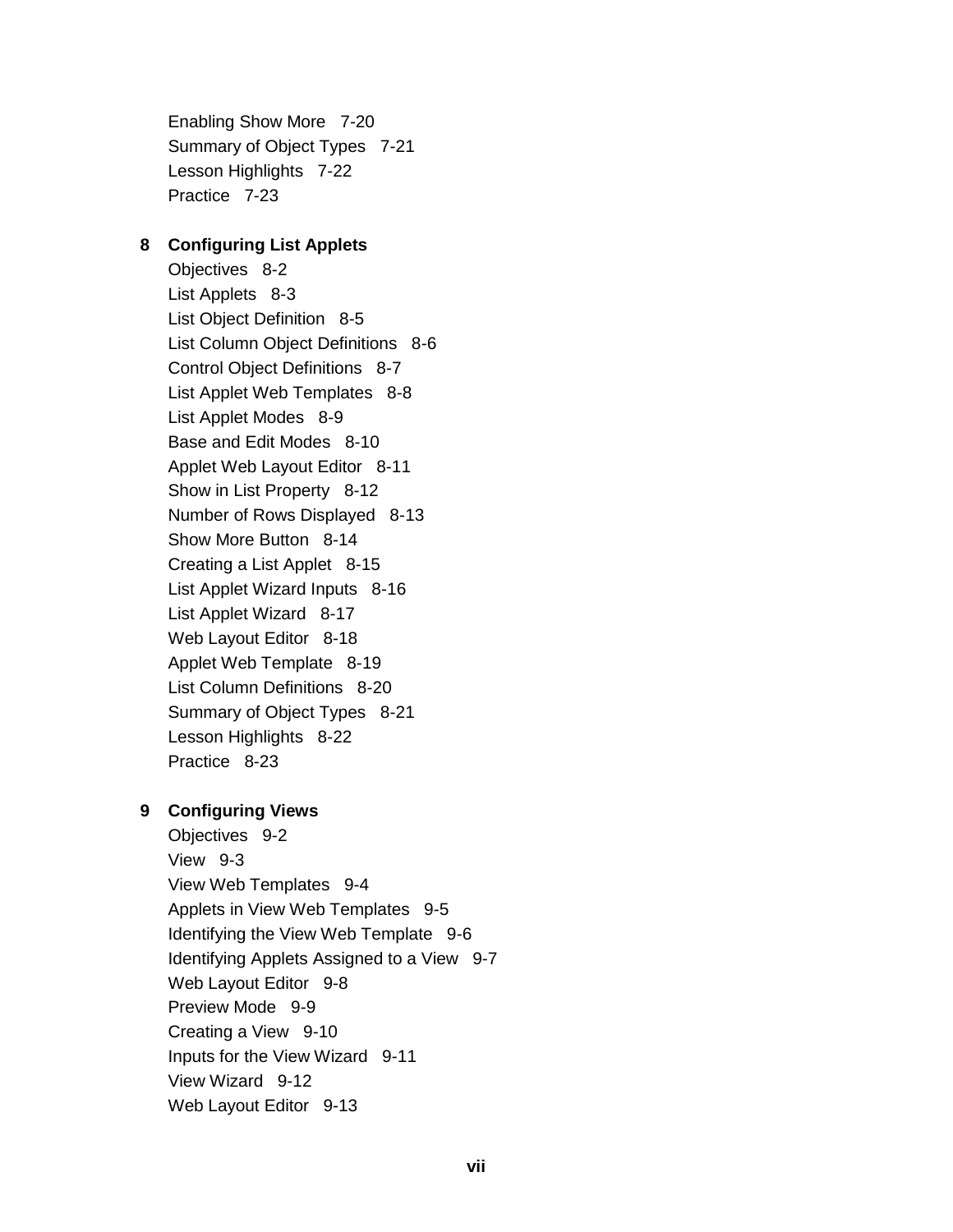Enabling Show More 7-20
Summary of Object Types 7-21
Lesson Highlights 7-22
Practice 7-23

**8 Configuring List Applets**

Objectives 8-2
List Applets 8-3
List Object Definition 8-5
List Column Object Definitions 8-6
Control Object Definitions 8-7
List Applet Web Templates 8-8
List Applet Modes 8-9
Base and Edit Modes 8-10
Applet Web Layout Editor 8-11
Show in List Property 8-12
Number of Rows Displayed 8-13
Show More Button 8-14
Creating a List Applet 8-15
List Applet Wizard Inputs 8-16
List Applet Wizard 8-17
Web Layout Editor 8-18
Applet Web Template 8-19
List Column Definitions 8-20
Summary of Object Types 8-21
Lesson Highlights 8-22
Practice 8-23

**9 Configuring Views**

Objectives 9-2
View 9-3
View Web Templates 9-4
Applets in View Web Templates 9-5
Identifying the View Web Template 9-6
Identifying Applets Assigned to a View 9-7
Web Layout Editor 9-8
Preview Mode 9-9
Creating a View 9-10
Inputs for the View Wizard 9-11
View Wizard 9-12
Web Layout Editor 9-13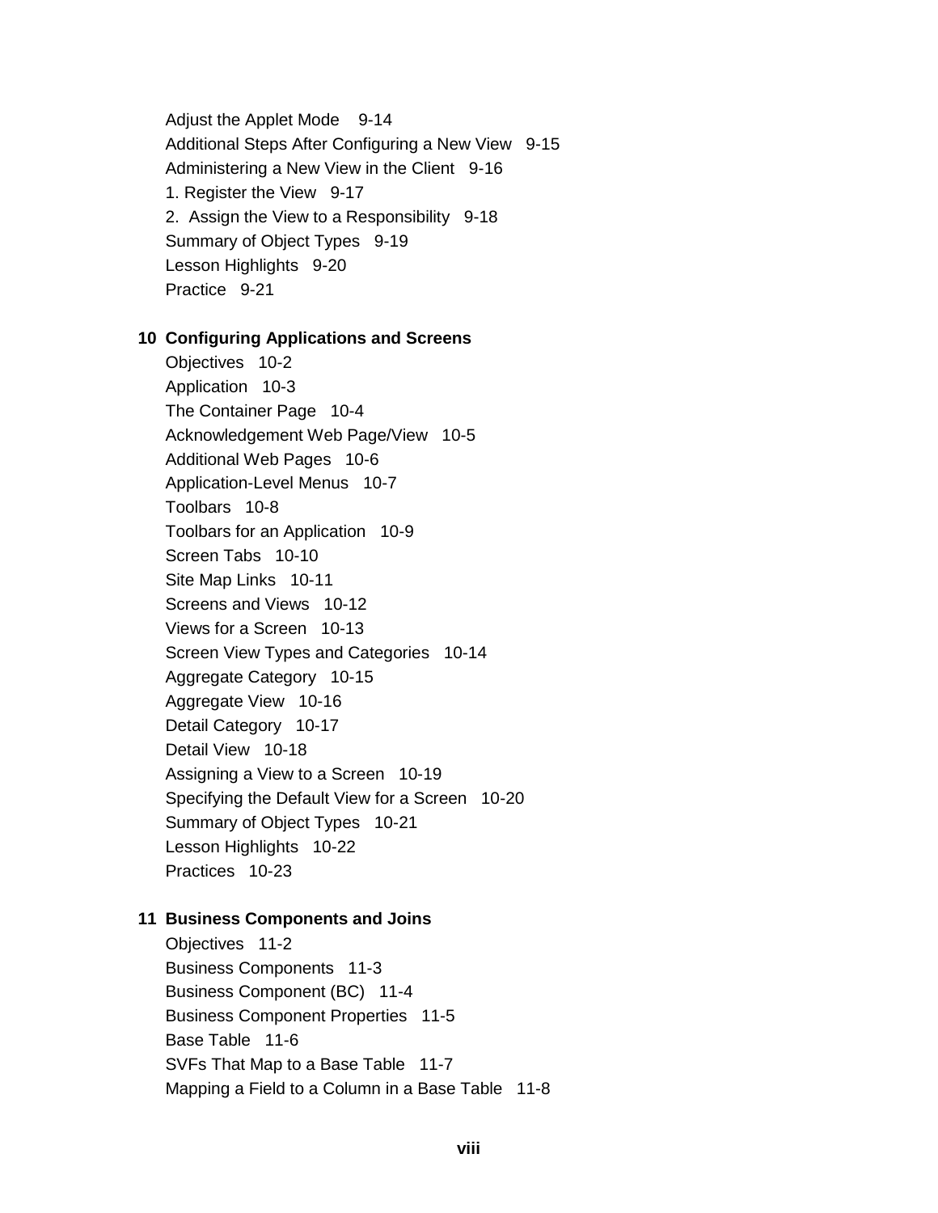Adjust the Applet Mode 9-14
Additional Steps After Configuring a New View 9-15
Administering a New View in the Client 9-16
1. Register the View 9-17
2. Assign the View to a Responsibility 9-18
Summary of Object Types 9-19
Lesson Highlights 9-20
Practice 9-21

**10 Configuring Applications and Screens**

Objectives 10-2
Application 10-3
The Container Page 10-4
Acknowledgement Web Page/View 10-5
Additional Web Pages 10-6
Application-Level Menus 10-7
Toolbars 10-8
Toolbars for an Application 10-9
Screen Tabs 10-10
Site Map Links 10-11
Screens and Views 10-12
Views for a Screen 10-13
Screen View Types and Categories 10-14
Aggregate Category 10-15
Aggregate View 10-16
Detail Category 10-17
Detail View 10-18
Assigning a View to a Screen 10-19
Specifying the Default View for a Screen 10-20
Summary of Object Types 10-21
Lesson Highlights 10-22
Practices 10-23

**11 Business Components and Joins**

Objectives 11-2
Business Components 11-3
Business Component (BC) 11-4
Business Component Properties 11-5
Base Table 11-6
SVFs That Map to a Base Table 11-7
Mapping a Field to a Column in a Base Table 11-8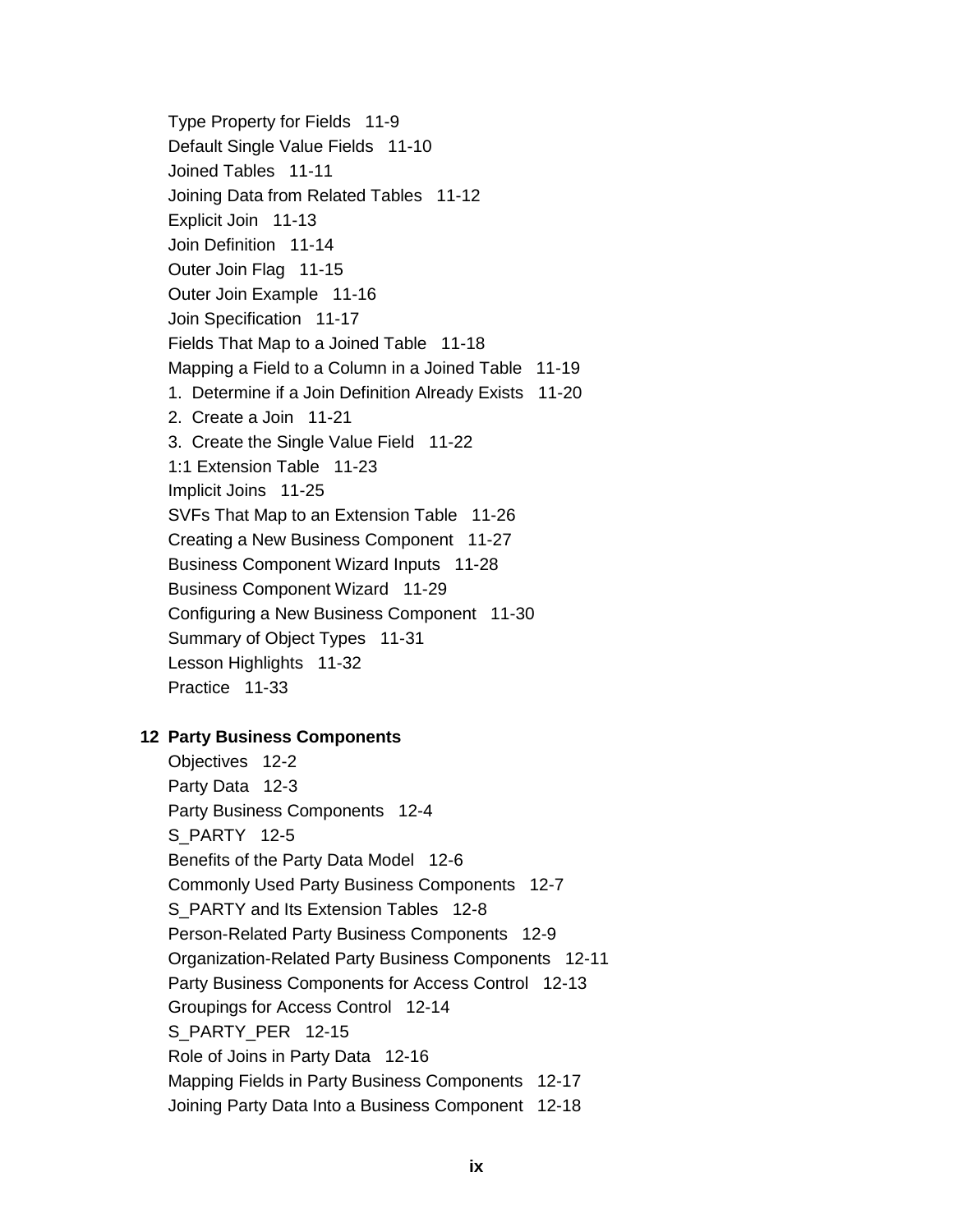Type Property for Fields 11-9
Default Single Value Fields 11-10
Joined Tables 11-11
Joining Data from Related Tables 11-12
Explicit Join 11-13
Join Definition 11-14
Outer Join Flag 11-15
Outer Join Example 11-16
Join Specification 11-17
Fields That Map to a Joined Table 11-18
Mapping a Field to a Column in a Joined Table 11-19
1. Determine if a Join Definition Already Exists 11-20
2. Create a Join 11-21
3. Create the Single Value Field 11-22
1:1 Extension Table 11-23
Implicit Joins 11-25
SVFs That Map to an Extension Table 11-26
Creating a New Business Component 11-27
Business Component Wizard Inputs 11-28
Business Component Wizard 11-29
Configuring a New Business Component 11-30
Summary of Object Types 11-31
Lesson Highlights 11-32
Practice 11-33

**12 Party Business Components**

Objectives 12-2
Party Data 12-3
Party Business Components 12-4
S_PARTY 12-5
Benefits of the Party Data Model 12-6
Commonly Used Party Business Components 12-7
S_PARTY and Its Extension Tables 12-8
Person-Related Party Business Components 12-9
Organization-Related Party Business Components 12-11
Party Business Components for Access Control 12-13
Groupings for Access Control 12-14
S_PARTY_PER 12-15
Role of Joins in Party Data 12-16
Mapping Fields in Party Business Components 12-17
Joining Party Data Into a Business Component 12-18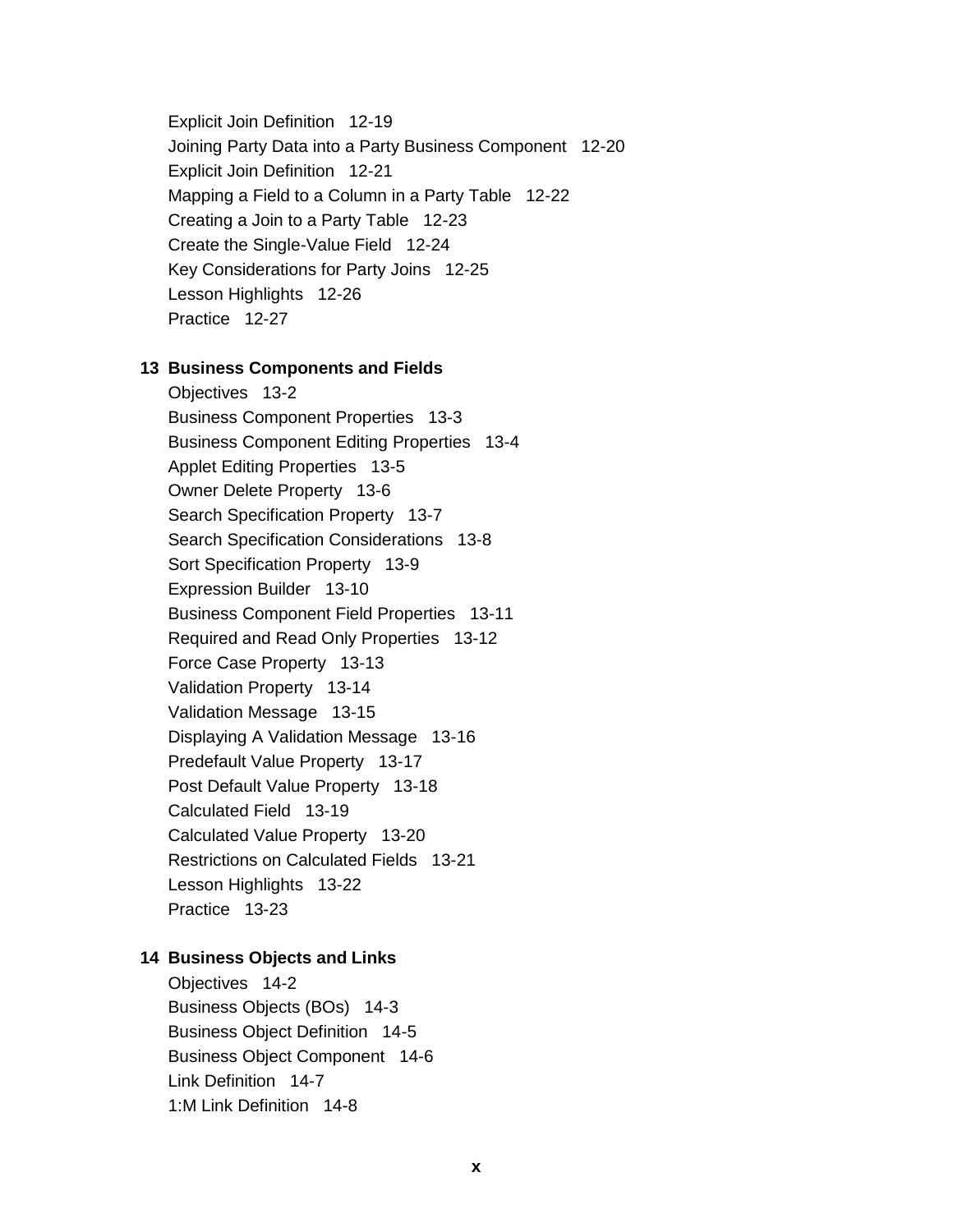Explicit Join Definition 12-19
Joining Party Data into a Party Business Component 12-20
Explicit Join Definition 12-21
Mapping a Field to a Column in a Party Table 12-22
Creating a Join to a Party Table 12-23
Create the Single-Value Field 12-24
Key Considerations for Party Joins 12-25
Lesson Highlights 12-26
Practice 12-27

**13 Business Components and Fields**

Objectives 13-2
Business Component Properties 13-3
Business Component Editing Properties 13-4
Applet Editing Properties 13-5
Owner Delete Property 13-6
Search Specification Property 13-7
Search Specification Considerations 13-8
Sort Specification Property 13-9
Expression Builder 13-10
Business Component Field Properties 13-11
Required and Read Only Properties 13-12
Force Case Property 13-13
Validation Property 13-14
Validation Message 13-15
Displaying A Validation Message 13-16
Predefault Value Property 13-17
Post Default Value Property 13-18
Calculated Field 13-19
Calculated Value Property 13-20
Restrictions on Calculated Fields 13-21
Lesson Highlights 13-22
Practice 13-23

**14 Business Objects and Links**

Objectives 14-2
Business Objects (BOs) 14-3
Business Object Definition 14-5
Business Object Component 14-6
Link Definition 14-7
1:M Link Definition 14-8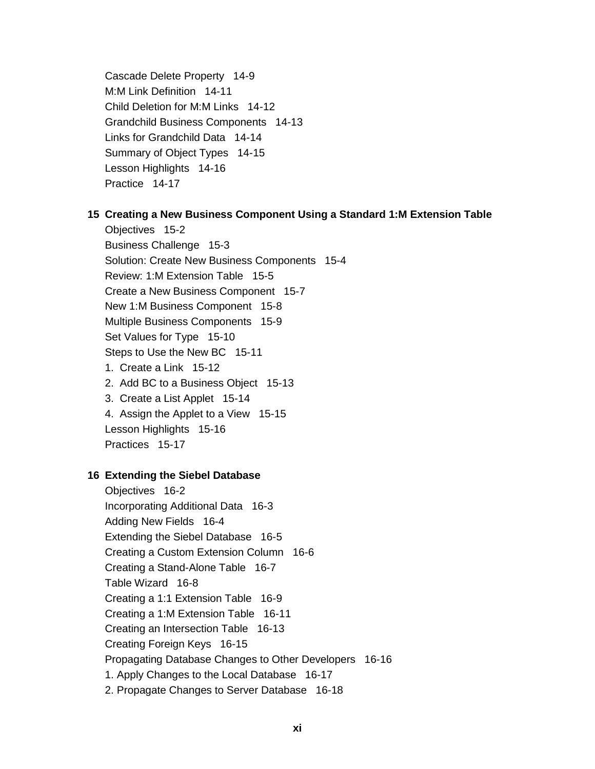Cascade Delete Property 14-9
M:M Link Definition 14-11
Child Deletion for M:M Links 14-12
Grandchild Business Components 14-13
Links for Grandchild Data 14-14
Summary of Object Types 14-15
Lesson Highlights 14-16
Practice 14-17

**15 Creating a New Business Component Using a Standard 1:M Extension Table**

Objectives 15-2
Business Challenge 15-3
Solution: Create New Business Components 15-4
Review: 1:M Extension Table 15-5
Create a New Business Component 15-7
New 1:M Business Component 15-8
Multiple Business Components 15-9
Set Values for Type 15-10
Steps to Use the New BC 15-11
1. Create a Link 15-12
2. Add BC to a Business Object 15-13
3. Create a List Applet 15-14
4. Assign the Applet to a View 15-15
Lesson Highlights 15-16
Practices 15-17

**16 Extending the Siebel Database**

Objectives 16-2
Incorporating Additional Data 16-3
Adding New Fields 16-4
Extending the Siebel Database 16-5
Creating a Custom Extension Column 16-6
Creating a Stand-Alone Table 16-7
Table Wizard 16-8
Creating a 1:1 Extension Table 16-9
Creating a 1:M Extension Table 16-11
Creating an Intersection Table 16-13
Creating Foreign Keys 16-15
Propagating Database Changes to Other Developers 16-16
1. Apply Changes to the Local Database 16-17
2. Propagate Changes to Server Database 16-18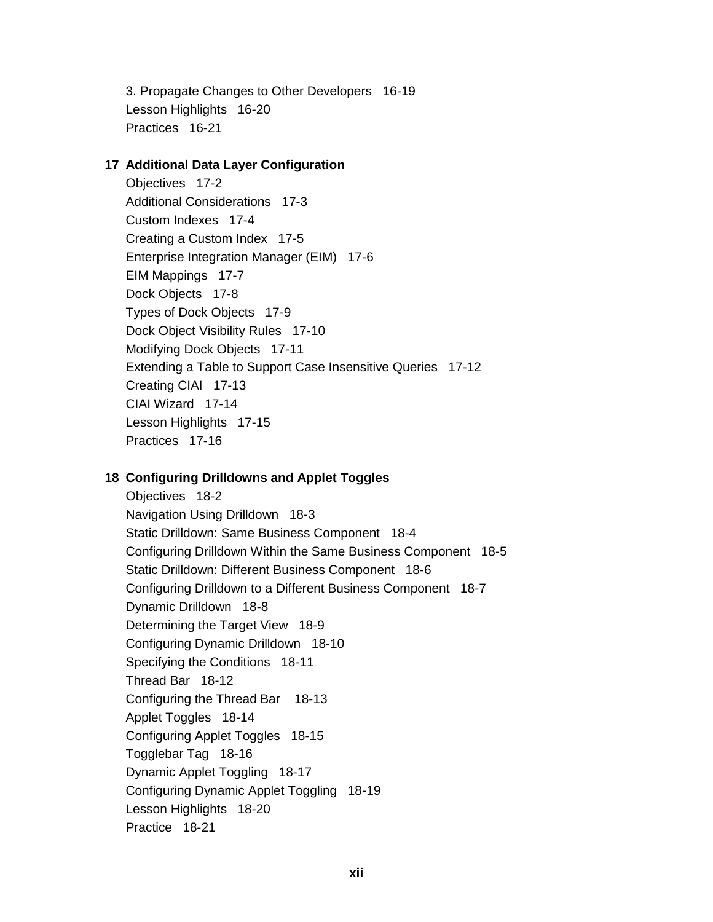3. Propagate Changes to Other Developers   16-19
Lesson Highlights   16-20
Practices   16-21

**17  Additional Data Layer Configuration**

Objectives   17-2
Additional Considerations   17-3
Custom Indexes   17-4
Creating a Custom Index   17-5
Enterprise Integration Manager (EIM)   17-6
EIM Mappings   17-7
Dock Objects   17-8
Types of Dock Objects   17-9
Dock Object Visibility Rules   17-10
Modifying Dock Objects   17-11
Extending a Table to Support Case Insensitive Queries   17-12
Creating CIAI   17-13
CIAI Wizard   17-14
Lesson Highlights   17-15
Practices   17-16

**18  Configuring Drilldowns and Applet Toggles**

Objectives   18-2
Navigation Using Drilldown   18-3
Static Drilldown: Same Business Component   18-4
Configuring Drilldown Within the Same Business Component   18-5
Static Drilldown: Different Business Component   18-6
Configuring Drilldown to a Different Business Component   18-7
Dynamic Drilldown   18-8
Determining the Target View   18-9
Configuring Dynamic Drilldown   18-10
Specifying the Conditions   18-11
Thread Bar   18-12
Configuring the Thread Bar   18-13
Applet Toggles   18-14
Configuring Applet Toggles   18-15
Togglebar Tag   18-16
Dynamic Applet Toggling   18-17
Configuring Dynamic Applet Toggling   18-19
Lesson Highlights   18-20
Practice   18-21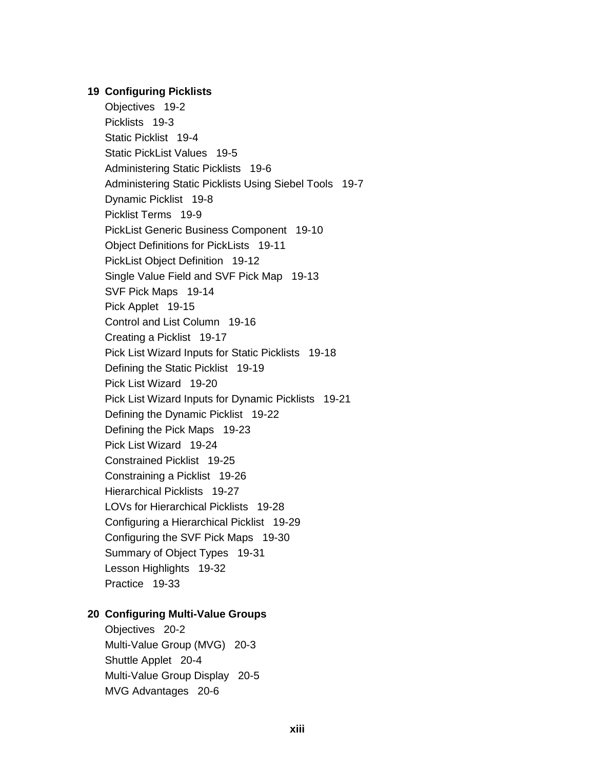**19 Configuring Picklists**

Objectives 19-2
Picklists 19-3
Static Picklist 19-4
Static PickList Values 19-5
Administering Static Picklists 19-6
Administering Static Picklists Using Siebel Tools 19-7
Dynamic Picklist 19-8
Picklist Terms 19-9
PickList Generic Business Component 19-10
Object Definitions for PickLists 19-11
PickList Object Definition 19-12
Single Value Field and SVF Pick Map 19-13
SVF Pick Maps 19-14
Pick Applet 19-15
Control and List Column 19-16
Creating a Picklist 19-17
Pick List Wizard Inputs for Static Picklists 19-18
Defining the Static Picklist 19-19
Pick List Wizard 19-20
Pick List Wizard Inputs for Dynamic Picklists 19-21
Defining the Dynamic Picklist 19-22
Defining the Pick Maps 19-23
Pick List Wizard 19-24
Constrained Picklist 19-25
Constraining a Picklist 19-26
Hierarchical Picklists 19-27
LOVs for Hierarchical Picklists 19-28
Configuring a Hierarchical Picklist 19-29
Configuring the SVF Pick Maps 19-30
Summary of Object Types 19-31
Lesson Highlights 19-32
Practice 19-33

**20 Configuring Multi-Value Groups**

Objectives 20-2
Multi-Value Group (MVG) 20-3
Shuttle Applet 20-4
Multi-Value Group Display 20-5
MVG Advantages 20-6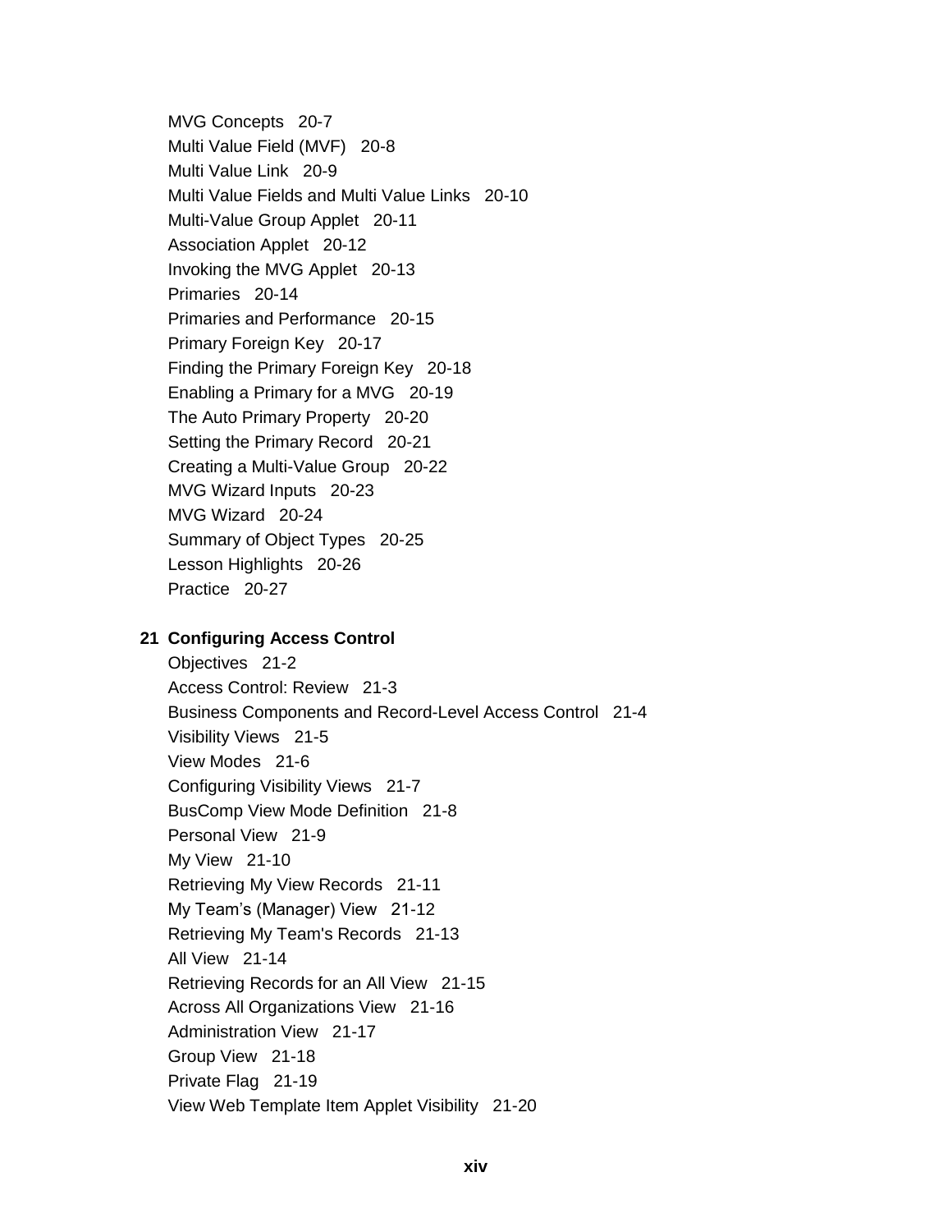MVG Concepts 20-7
Multi Value Field (MVF) 20-8
Multi Value Link 20-9
Multi Value Fields and Multi Value Links 20-10
Multi-Value Group Applet 20-11
Association Applet 20-12
Invoking the MVG Applet 20-13
Primaries 20-14
Primaries and Performance 20-15
Primary Foreign Key 20-17
Finding the Primary Foreign Key 20-18
Enabling a Primary for a MVG 20-19
The Auto Primary Property 20-20
Setting the Primary Record 20-21
Creating a Multi-Value Group 20-22
MVG Wizard Inputs 20-23
MVG Wizard 20-24
Summary of Object Types 20-25
Lesson Highlights 20-26
Practice 20-27

**21 Configuring Access Control**

Objectives 21-2
Access Control: Review 21-3
Business Components and Record-Level Access Control 21-4
Visibility Views 21-5
View Modes 21-6
Configuring Visibility Views 21-7
BusComp View Mode Definition 21-8
Personal View 21-9
My View 21-10
Retrieving My View Records 21-11
My Team’s (Manager) View 21-12
Retrieving My Team's Records 21-13
All View 21-14
Retrieving Records for an All View 21-15
Across All Organizations View 21-16
Administration View 21-17
Group View 21-18
Private Flag 21-19
View Web Template Item Applet Visibility 21-20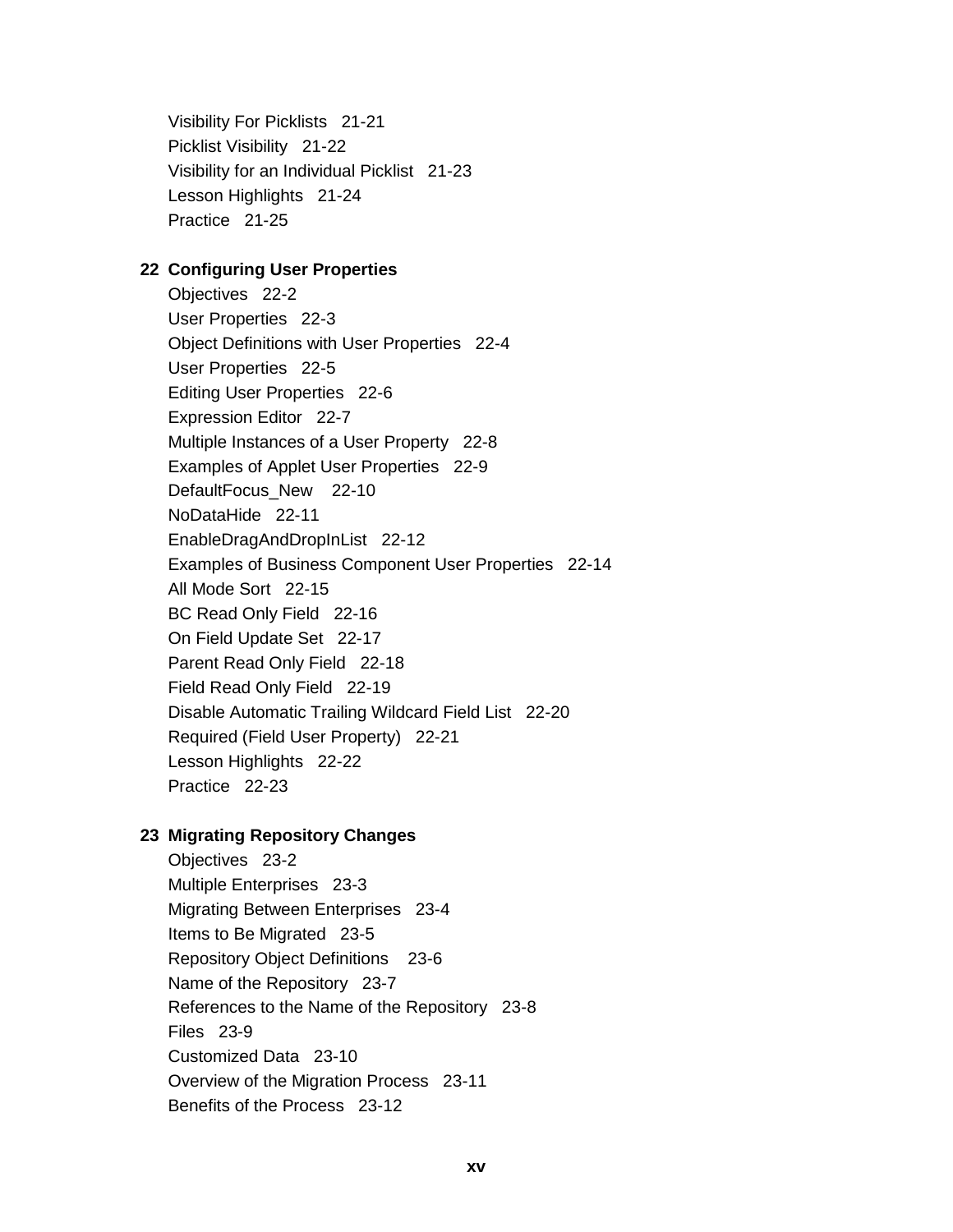Visibility For Picklists   21-21
Picklist Visibility   21-22
Visibility for an Individual Picklist   21-23
Lesson Highlights   21-24
Practice   21-25

**22  Configuring User Properties**

Objectives   22-2
User Properties   22-3
Object Definitions with User Properties   22-4
User Properties   22-5
Editing User Properties   22-6
Expression Editor   22-7
Multiple Instances of a User Property   22-8
Examples of Applet User Properties   22-9
DefaultFocus_New   22-10
NoDataHide   22-11
EnableDragAndDropInList   22-12
Examples of Business Component User Properties   22-14
All Mode Sort   22-15
BC Read Only Field   22-16
On Field Update Set   22-17
Parent Read Only Field   22-18
Field Read Only Field   22-19
Disable Automatic Trailing Wildcard Field List   22-20
Required (Field User Property)   22-21
Lesson Highlights   22-22
Practice   22-23

**23  Migrating Repository Changes**

Objectives   23-2
Multiple Enterprises   23-3
Migrating Between Enterprises   23-4
Items to Be Migrated   23-5
Repository Object Definitions   23-6
Name of the Repository   23-7
References to the Name of the Repository   23-8
Files   23-9
Customized Data   23-10
Overview of the Migration Process   23-11
Benefits of the Process   23-12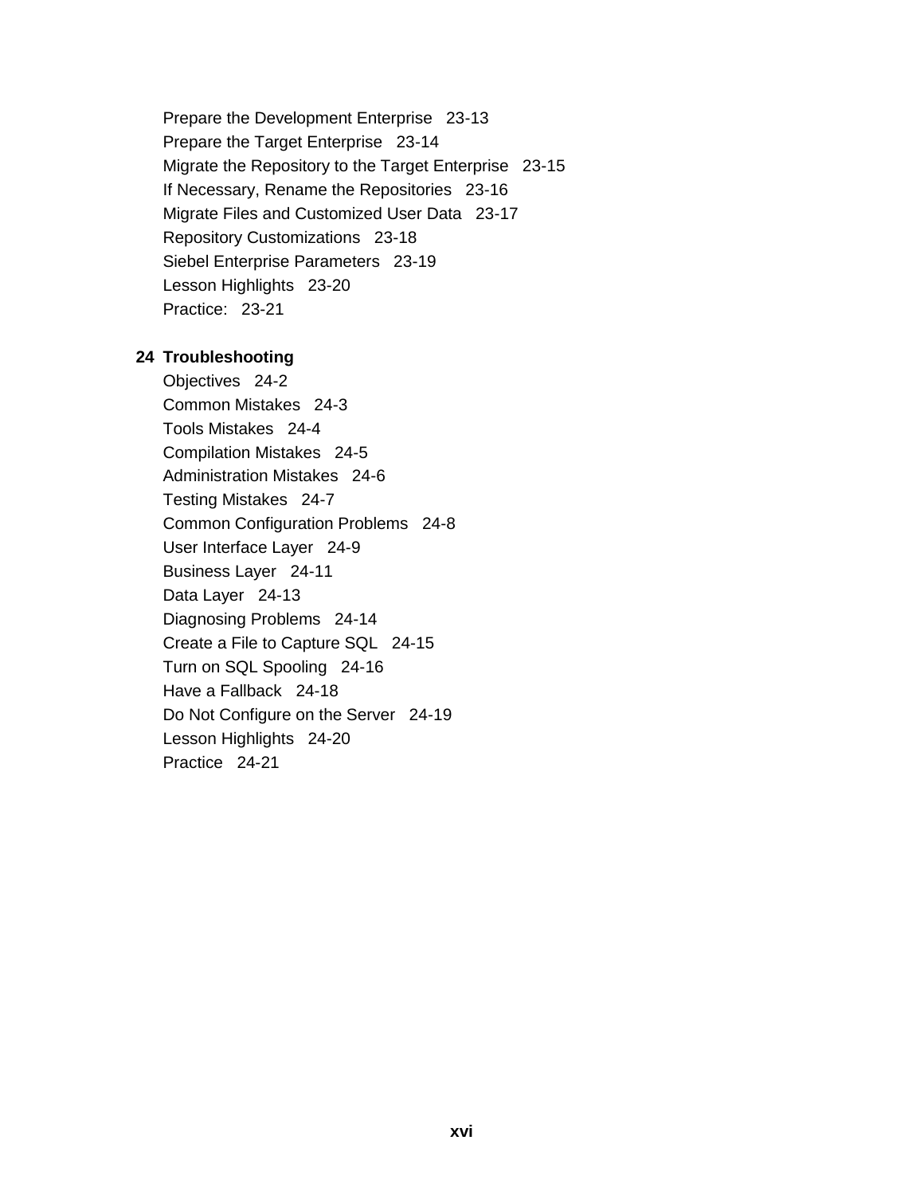Prepare the Development Enterprise 23-13
Prepare the Target Enterprise 23-14
Migrate the Repository to the Target Enterprise 23-15
If Necessary, Rename the Repositories 23-16
Migrate Files and Customized User Data 23-17
Repository Customizations 23-18
Siebel Enterprise Parameters 23-19
Lesson Highlights 23-20
Practice: 23-21

**24 Troubleshooting**

Objectives 24-2
Common Mistakes 24-3
Tools Mistakes 24-4
Compilation Mistakes 24-5
Administration Mistakes 24-6
Testing Mistakes 24-7
Common Configuration Problems 24-8
User Interface Layer 24-9
Business Layer 24-11
Data Layer 24-13
Diagnosing Problems 24-14
Create a File to Capture SQL 24-15
Turn on SQL Spooling 24-16
Have a Fallback 24-18
Do Not Configure on the Server 24-19
Lesson Highlights 24-20
Practice 24-21